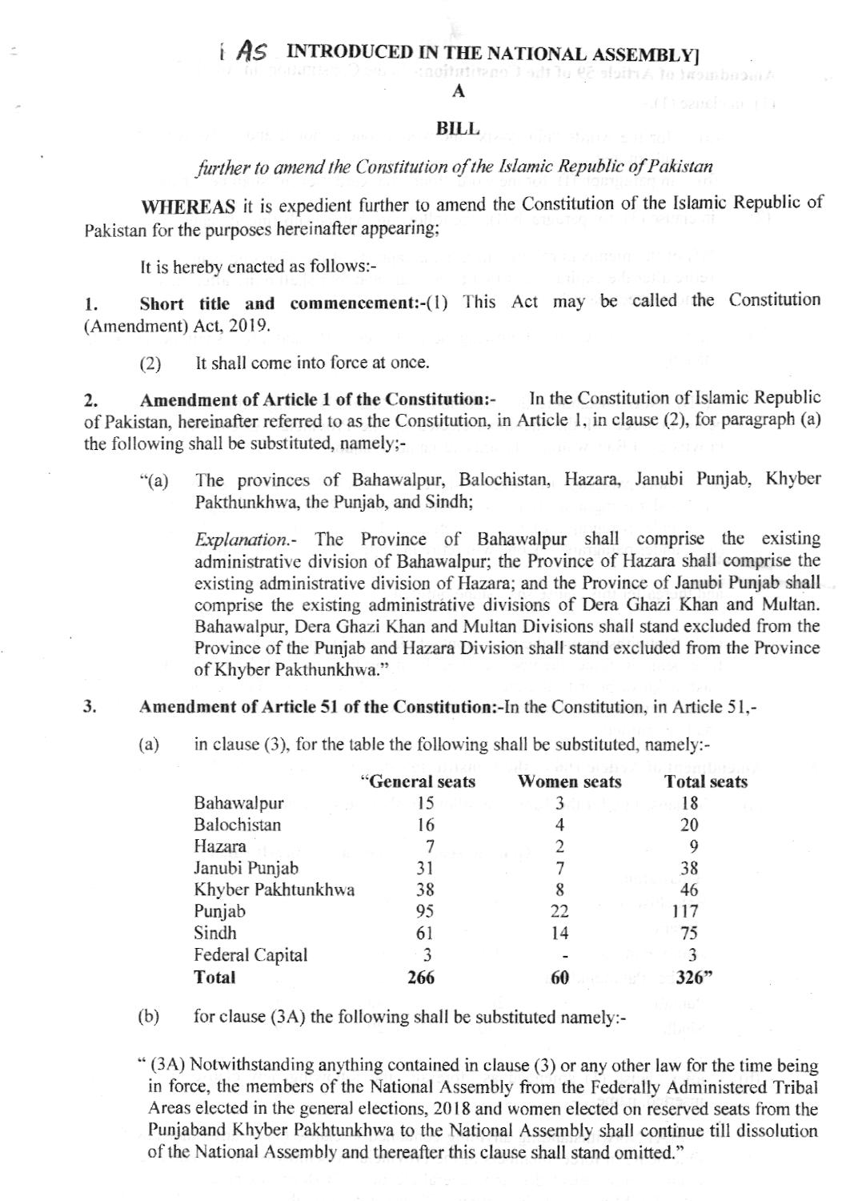[AS INTRODUCED IN THE NATIONAL ASSEMBLY]

A

**BILL**

*further to amend the Constitution of the Islamic Republic of Pakistan*

**WHEREAS** it is expedient further to amend the Constitution of the Islamic Republic of Pakistan for the purposes hereinafter appearing;

It is hereby enacted as follows:-

1. **Short title and commencement:-**(1) This Act may be called the Constitution (Amendment) Act, 2019.

   (2) It shall come into force at once.

2. **Amendment of Article 1 of the Constitution:-** In the Constitution of Islamic Republic of Pakistan, hereinafter referred to as the Constitution, in Article 1, in clause (2), for paragraph (a) the following shall be substituted, namely;-

   "(a) The provinces of Bahawalpur, Balochistan, Hazara, Janubi Punjab, Khyber Pakthunkhwa, the Punjab, and Sindh;

   *Explanation.-* The Province of Bahawalpur shall comprise the existing administrative division of Bahawalpur; the Province of Hazara shall comprise the existing administrative division of Hazara; and the Province of Janubi Punjab shall comprise the existing administrative divisions of Dera Ghazi Khan and Multan. Bahawalpur, Dera Ghazi Khan and Multan Divisions shall stand excluded from the Province of the Punjab and Hazara Division shall stand excluded from the Province of Khyber Pakthunkhwa."

3. **Amendment of Article 51 of the Constitution:-**In the Constitution, in Article 51,-

   (a) in clause (3), for the table the following shall be substituted, namely:-

| | "General seats | Women seats | Total seats |
|---|---|---|---|
| Bahawalpur | 15 | 3 | 18 |
| Balochistan | 16 | 4 | 20 |
| Hazara | 7 | 2 | 9 |
| Janubi Punjab | 31 | 7 | 38 |
| Khyber Pakhtunkhwa | 38 | 8 | 46 |
| Punjab | 95 | 22 | 117 |
| Sindh | 61 | 14 | 75 |
| Federal Capital | 3 | - | 3 |
| **Total** | **266** | **60** | **326"** |

   (b) for clause (3A) the following shall be substituted namely:-

   " (3A) Notwithstanding anything contained in clause (3) or any other law for the time being in force, the members of the National Assembly from the Federally Administered Tribal Areas elected in the general elections, 2018 and women elected on reserved seats from the Punjaband Khyber Pakhtunkhwa to the National Assembly shall continue till dissolution of the National Assembly and thereafter this clause shall stand omitted."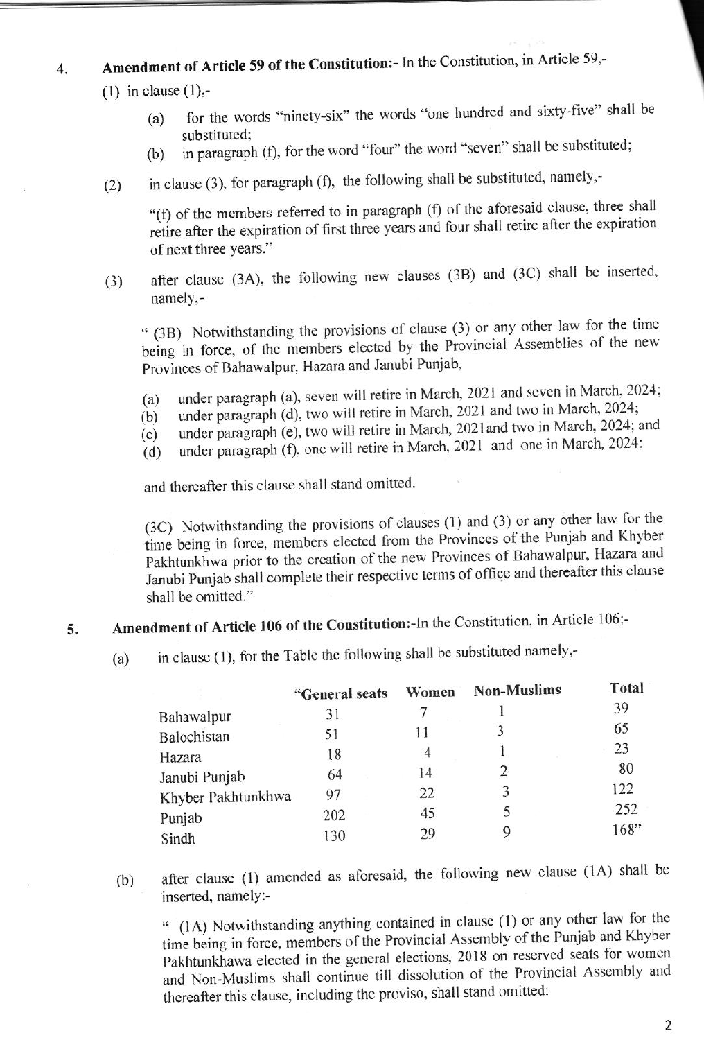4. **Amendment of Article 59 of the Constitution:-** In the Constitution, in Article 59,-

   (1) in clause (1),-

   (a) for the words "ninety-six" the words "one hundred and sixty-five" shall be substituted;

   (b) in paragraph (f), for the word "four" the word "seven" shall be substituted;

   (2) in clause (3), for paragraph (f), the following shall be substituted, namely,-

   "(f) of the members referred to in paragraph (f) of the aforesaid clause, three shall retire after the expiration of first three years and four shall retire after the expiration of next three years."

   (3) after clause (3A), the following new clauses (3B) and (3C) shall be inserted, namely,-

   " (3B) Notwithstanding the provisions of clause (3) or any other law for the time being in force, of the members elected by the Provincial Assemblies of the new Provinces of Bahawalpur, Hazara and Janubi Punjab,

   (a) under paragraph (a), seven will retire in March, 2021 and seven in March, 2024;
   (b) under paragraph (d), two will retire in March, 2021 and two in March, 2024;
   (c) under paragraph (e), two will retire in March, 2021and two in March, 2024; and
   (d) under paragraph (f), one will retire in March, 2021 and one in March, 2024;

   and thereafter this clause shall stand omitted.

   (3C) Notwithstanding the provisions of clauses (1) and (3) or any other law for the time being in force, members elected from the Provinces of the Punjab and Khyber Pakhtunkhwa prior to the creation of the new Provinces of Bahawalpur, Hazara and Janubi Punjab shall complete their respective terms of office and thereafter this clause shall be omitted."

5. **Amendment of Article 106 of the Constitution:-**In the Constitution, in Article 106:-

   (a) in clause (1), for the Table the following shall be substituted namely,-

| | "General seats | Women | Non-Muslims | Total |
|---|---|---|---|---|
| Bahawalpur | 31 | 7 | 1 | 39 |
| Balochistan | 51 | 11 | 3 | 65 |
| Hazara | 18 | 4 | 1 | 23 |
| Janubi Punjab | 64 | 14 | 2 | 80 |
| Khyber Pakhtunkhwa | 97 | 22 | 3 | 122 |
| Punjab | 202 | 45 | 5 | 252 |
| Sindh | 130 | 29 | 9 | 168" |

   (b) after clause (1) amended as aforesaid, the following new clause (1A) shall be inserted, namely:-

   " (1A) Notwithstanding anything contained in clause (1) or any other law for the time being in force, members of the Provincial Assembly of the Punjab and Khyber Pakhtunkhawa elected in the general elections, 2018 on reserved seats for women and Non-Muslims shall continue till dissolution of the Provincial Assembly and thereafter this clause, including the proviso, shall stand omitted: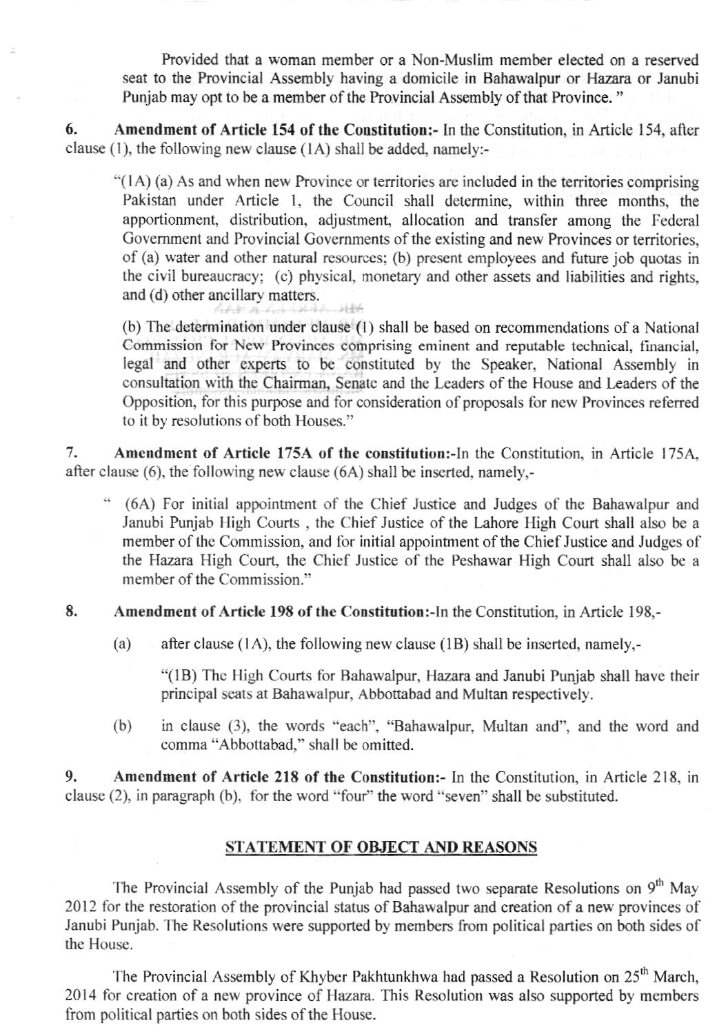Provided that a woman member or a Non-Muslim member elected on a reserved seat to the Provincial Assembly having a domicile in Bahawalpur or Hazara or Janubi Punjab may opt to be a member of the Provincial Assembly of that Province. "

**6. Amendment of Article 154 of the Constitution:-** In the Constitution, in Article 154, after clause (1), the following new clause (1A) shall be added, namely:-

> "(1A) (a) As and when new Province or territories are included in the territories comprising Pakistan under Article 1, the Council shall determine, within three months, the apportionment, distribution, adjustment, allocation and transfer among the Federal Government and Provincial Governments of the existing and new Provinces or territories, of (a) water and other natural resources; (b) present employees and future job quotas in the civil bureaucracy; (c) physical, monetary and other assets and liabilities and rights, and (d) other ancillary matters.
>
> (b) The determination under clause (1) shall be based on recommendations of a National Commission for New Provinces comprising eminent and reputable technical, financial, legal and other experts to be constituted by the Speaker, National Assembly in consultation with the Chairman, Senate and the Leaders of the House and Leaders of the Opposition, for this purpose and for consideration of proposals for new Provinces referred to it by resolutions of both Houses."

**7. Amendment of Article 175A of the constitution:-**In the Constitution, in Article 175A, after clause (6), the following new clause (6A) shall be inserted, namely,-

> " (6A) For initial appointment of the Chief Justice and Judges of the Bahawalpur and Janubi Punjab High Courts , the Chief Justice of the Lahore High Court shall also be a member of the Commission, and for initial appointment of the Chief Justice and Judges of the Hazara High Court, the Chief Justice of the Peshawar High Court shall also be a member of the Commission."

**8. Amendment of Article 198 of the Constitution:-**In the Constitution, in Article 198,-

(a) after clause (1A), the following new clause (1B) shall be inserted, namely,-

> "(1B) The High Courts for Bahawalpur, Hazara and Janubi Punjab shall have their principal seats at Bahawalpur, Abbottabad and Multan respectively.

(b) in clause (3), the words "each", "Bahawalpur, Multan and", and the word and comma "Abbottabad," shall be omitted.

**9. Amendment of Article 218 of the Constitution:-** In the Constitution, in Article 218, in clause (2), in paragraph (b), for the word "four" the word "seven" shall be substituted.

## STATEMENT OF OBJECT AND REASONS

The Provincial Assembly of the Punjab had passed two separate Resolutions on 9th May 2012 for the restoration of the provincial status of Bahawalpur and creation of a new provinces of Janubi Punjab. The Resolutions were supported by members from political parties on both sides of the House.

The Provincial Assembly of Khyber Pakhtunkhwa had passed a Resolution on 25th March, 2014 for creation of a new province of Hazara. This Resolution was also supported by members from political parties on both sides of the House.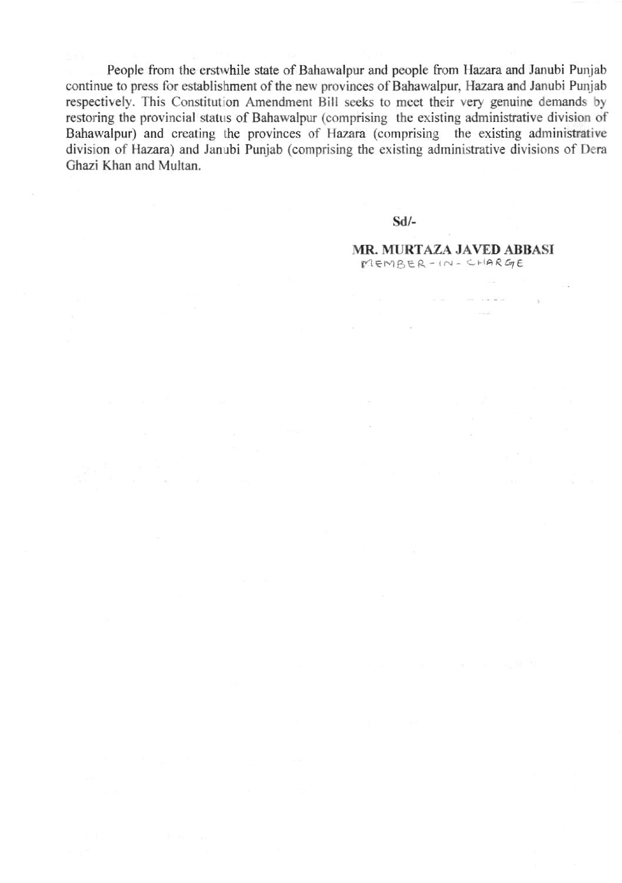People from the erstwhile state of Bahawalpur and people from Hazara and Janubi Punjab continue to press for establishment of the new provinces of Bahawalpur, Hazara and Janubi Punjab respectively. This Constitution Amendment Bill seeks to meet their very genuine demands by restoring the provincial status of Bahawalpur (comprising the existing administrative division of Bahawalpur) and creating the provinces of Hazara (comprising the existing administrative division of Hazara) and Janubi Punjab (comprising the existing administrative divisions of Dera Ghazi Khan and Multan.

**Sd/-**

**MR. MURTAZA JAVED ABBASI**
MEMBER-IN-CHARGE